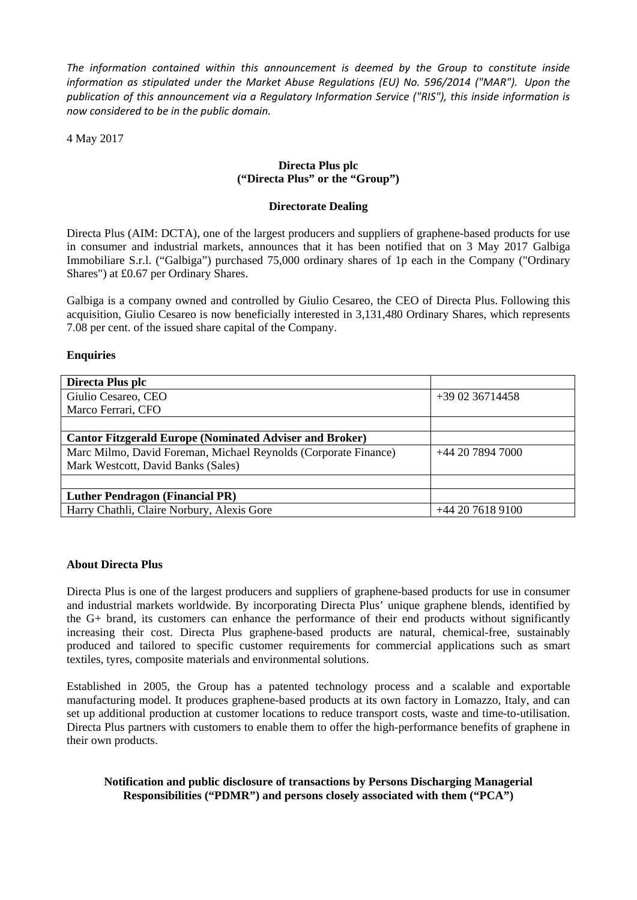*The information contained within this announcement is deemed by the Group to constitute inside information as stipulated under the Market Abuse Regulations (EU) No. 596/2014 ("MAR"). Upon the publication of this announcement via a Regulatory Information Service ("RIS"), this inside information is now considered to be in the public domain.*

4 May 2017

**Directa Plus plc**
**("Directa Plus" or the "Group")**

**Directorate Dealing**

Directa Plus (AIM: DCTA), one of the largest producers and suppliers of graphene-based products for use in consumer and industrial markets, announces that it has been notified that on 3 May 2017 Galbiga Immobiliare S.r.l. ("Galbiga") purchased 75,000 ordinary shares of 1p each in the Company ("Ordinary Shares") at £0.67 per Ordinary Shares.

Galbiga is a company owned and controlled by Giulio Cesareo, the CEO of Directa Plus. Following this acquisition, Giulio Cesareo is now beneficially interested in 3,131,480 Ordinary Shares, which represents 7.08 per cent. of the issued share capital of the Company.

**Enquiries**

| **Directa Plus plc** | |
|---|---|
| Giulio Cesareo, CEO<br>Marco Ferrari, CFO | +39 02 36714458 |
| | |
| **Cantor Fitzgerald Europe (Nominated Adviser and Broker)** | |
| Marc Milmo, David Foreman, Michael Reynolds (Corporate Finance)<br>Mark Westcott, David Banks (Sales) | +44 20 7894 7000 |
| | |
| **Luther Pendragon (Financial PR)** | |
| Harry Chathli, Claire Norbury, Alexis Gore | +44 20 7618 9100 |

**About Directa Plus**

Directa Plus is one of the largest producers and suppliers of graphene-based products for use in consumer and industrial markets worldwide. By incorporating Directa Plus' unique graphene blends, identified by the G+ brand, its customers can enhance the performance of their end products without significantly increasing their cost. Directa Plus graphene-based products are natural, chemical-free, sustainably produced and tailored to specific customer requirements for commercial applications such as smart textiles, tyres, composite materials and environmental solutions.

Established in 2005, the Group has a patented technology process and a scalable and exportable manufacturing model. It produces graphene-based products at its own factory in Lomazzo, Italy, and can set up additional production at customer locations to reduce transport costs, waste and time-to-utilisation. Directa Plus partners with customers to enable them to offer the high-performance benefits of graphene in their own products.

**Notification and public disclosure of transactions by Persons Discharging Managerial Responsibilities ("PDMR") and persons closely associated with them ("PCA")**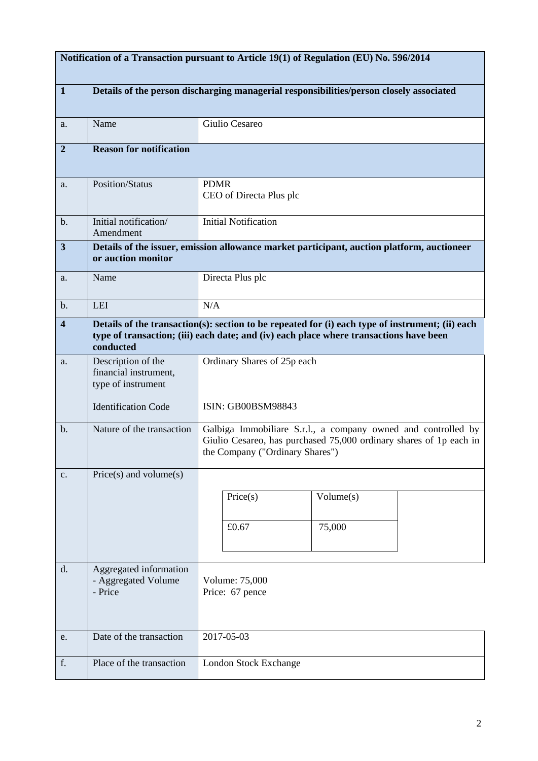| Notification of a Transaction pursuant to Article 19(1) of Regulation (EU) No. 596/2014 | | |
|---|---|---|
| **1** | **Details of the person discharging managerial responsibilities/person closely associated** | |
| a. | Name | Giulio Cesareo |
| **2** | **Reason for notification** | |
| a. | Position/Status | PDMR<br>CEO of Directa Plus plc |
| b. | Initial notification/ Amendment | Initial Notification |
| **3** | **Details of the issuer, emission allowance market participant, auction platform, auctioneer or auction monitor** | |
| a. | Name | Directa Plus plc |
| b. | LEI | N/A |
| **4** | **Details of the transaction(s): section to be repeated for (i) each type of instrument; (ii) each type of transaction; (iii) each date; and (iv) each place where transactions have been conducted** | |
| a. | Description of the financial instrument, type of instrument<br><br>Identification Code | Ordinary Shares of 25p each<br><br>ISIN: GB00BSM98843 |
| b. | Nature of the transaction | Galbiga Immobiliare S.r.l., a company owned and controlled by Giulio Cesareo, has purchased 75,000 ordinary shares of 1p each in the Company ("Ordinary Shares") |
| c. | Price(s) and volume(s) | Price(s): £0.67<br>Volume(s): 75,000 |
| d. | Aggregated information<br>- Aggregated Volume<br>- Price | Volume: 75,000<br>Price: 67 pence |
| e. | Date of the transaction | 2017-05-03 |
| f. | Place of the transaction | London Stock Exchange |